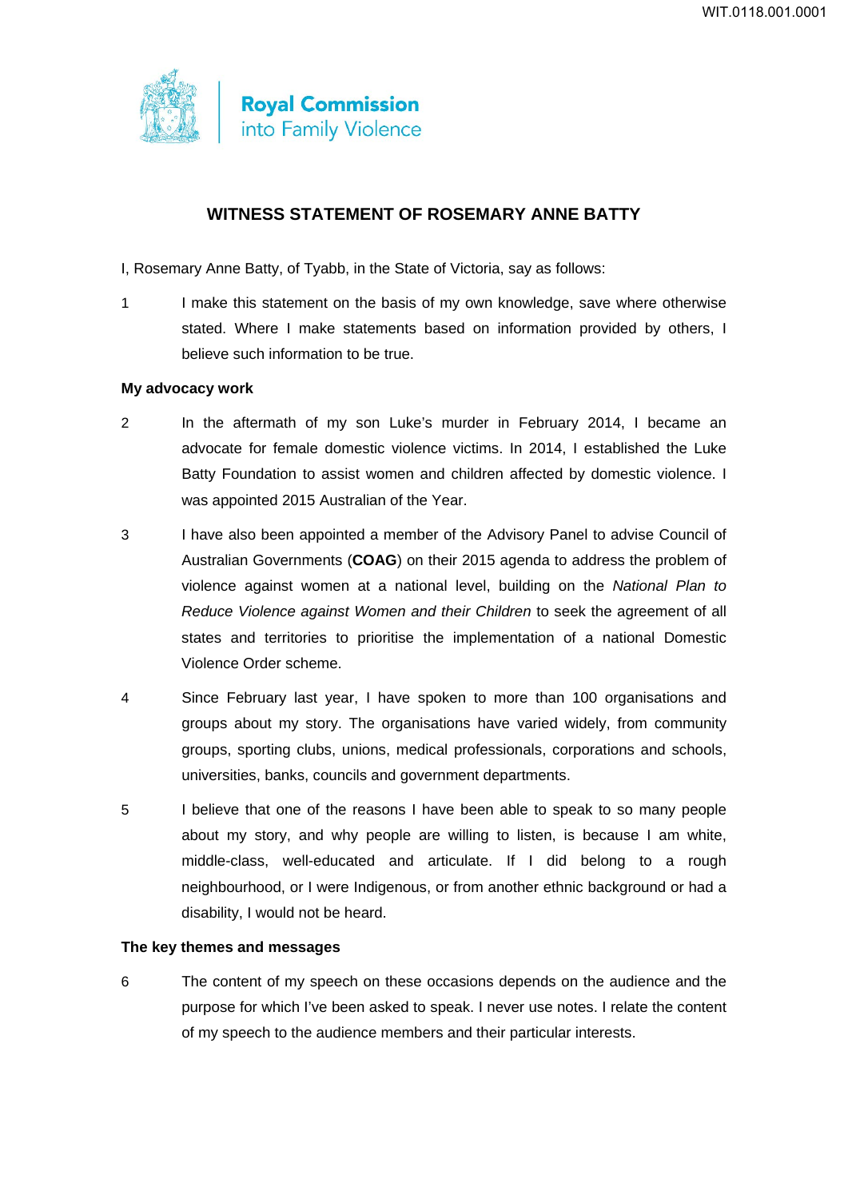Royal Commission into Family Violence

# WITNESS STATEMENT OF ROSEMARY ANNE BATTY

I, Rosemary Anne Batty, of Tyabb, in the State of Victoria, say as follows:

1 I make this statement on the basis of my own knowledge, save where otherwise stated. Where I make statements based on information provided by others, I believe such information to be true.

**My advocacy work**

2 In the aftermath of my son Luke's murder in February 2014, I became an advocate for female domestic violence victims. In 2014, I established the Luke Batty Foundation to assist women and children affected by domestic violence. I was appointed 2015 Australian of the Year.

3 I have also been appointed a member of the Advisory Panel to advise Council of Australian Governments (**COAG**) on their 2015 agenda to address the problem of violence against women at a national level, building on the *National Plan to Reduce Violence against Women and their Children* to seek the agreement of all states and territories to prioritise the implementation of a national Domestic Violence Order scheme.

4 Since February last year, I have spoken to more than 100 organisations and groups about my story. The organisations have varied widely, from community groups, sporting clubs, unions, medical professionals, corporations and schools, universities, banks, councils and government departments.

5 I believe that one of the reasons I have been able to speak to so many people about my story, and why people are willing to listen, is because I am white, middle-class, well-educated and articulate. If I did belong to a rough neighbourhood, or I were Indigenous, or from another ethnic background or had a disability, I would not be heard.

**The key themes and messages**

6 The content of my speech on these occasions depends on the audience and the purpose for which I've been asked to speak. I never use notes. I relate the content of my speech to the audience members and their particular interests.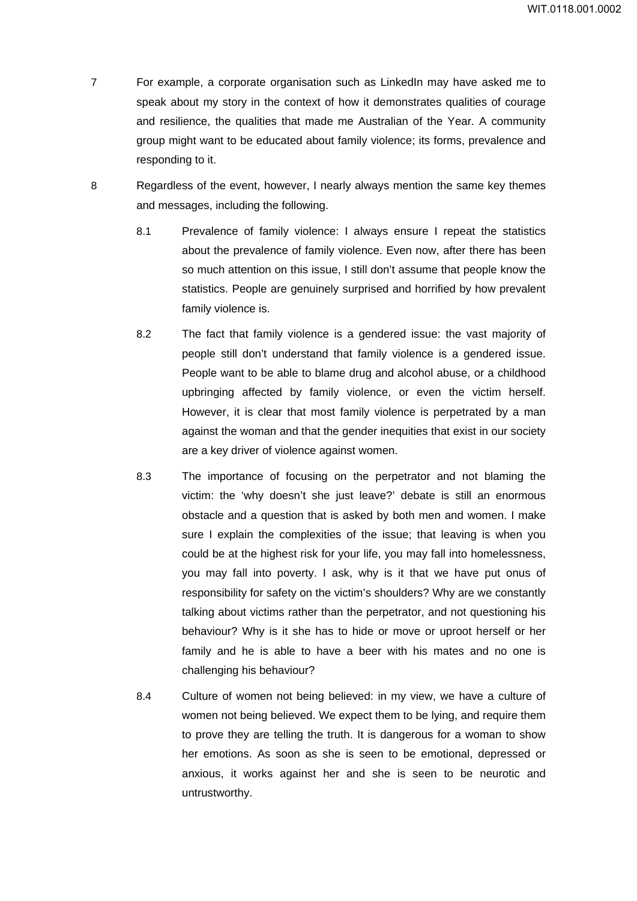7 For example, a corporate organisation such as LinkedIn may have asked me to speak about my story in the context of how it demonstrates qualities of courage and resilience, the qualities that made me Australian of the Year. A community group might want to be educated about family violence; its forms, prevalence and responding to it.

8 Regardless of the event, however, I nearly always mention the same key themes and messages, including the following.

8.1 Prevalence of family violence: I always ensure I repeat the statistics about the prevalence of family violence. Even now, after there has been so much attention on this issue, I still don't assume that people know the statistics. People are genuinely surprised and horrified by how prevalent family violence is.

8.2 The fact that family violence is a gendered issue: the vast majority of people still don't understand that family violence is a gendered issue. People want to be able to blame drug and alcohol abuse, or a childhood upbringing affected by family violence, or even the victim herself. However, it is clear that most family violence is perpetrated by a man against the woman and that the gender inequities that exist in our society are a key driver of violence against women.

8.3 The importance of focusing on the perpetrator and not blaming the victim: the 'why doesn't she just leave?' debate is still an enormous obstacle and a question that is asked by both men and women. I make sure I explain the complexities of the issue; that leaving is when you could be at the highest risk for your life, you may fall into homelessness, you may fall into poverty. I ask, why is it that we have put onus of responsibility for safety on the victim's shoulders? Why are we constantly talking about victims rather than the perpetrator, and not questioning his behaviour? Why is it she has to hide or move or uproot herself or her family and he is able to have a beer with his mates and no one is challenging his behaviour?

8.4 Culture of women not being believed: in my view, we have a culture of women not being believed. We expect them to be lying, and require them to prove they are telling the truth. It is dangerous for a woman to show her emotions. As soon as she is seen to be emotional, depressed or anxious, it works against her and she is seen to be neurotic and untrustworthy.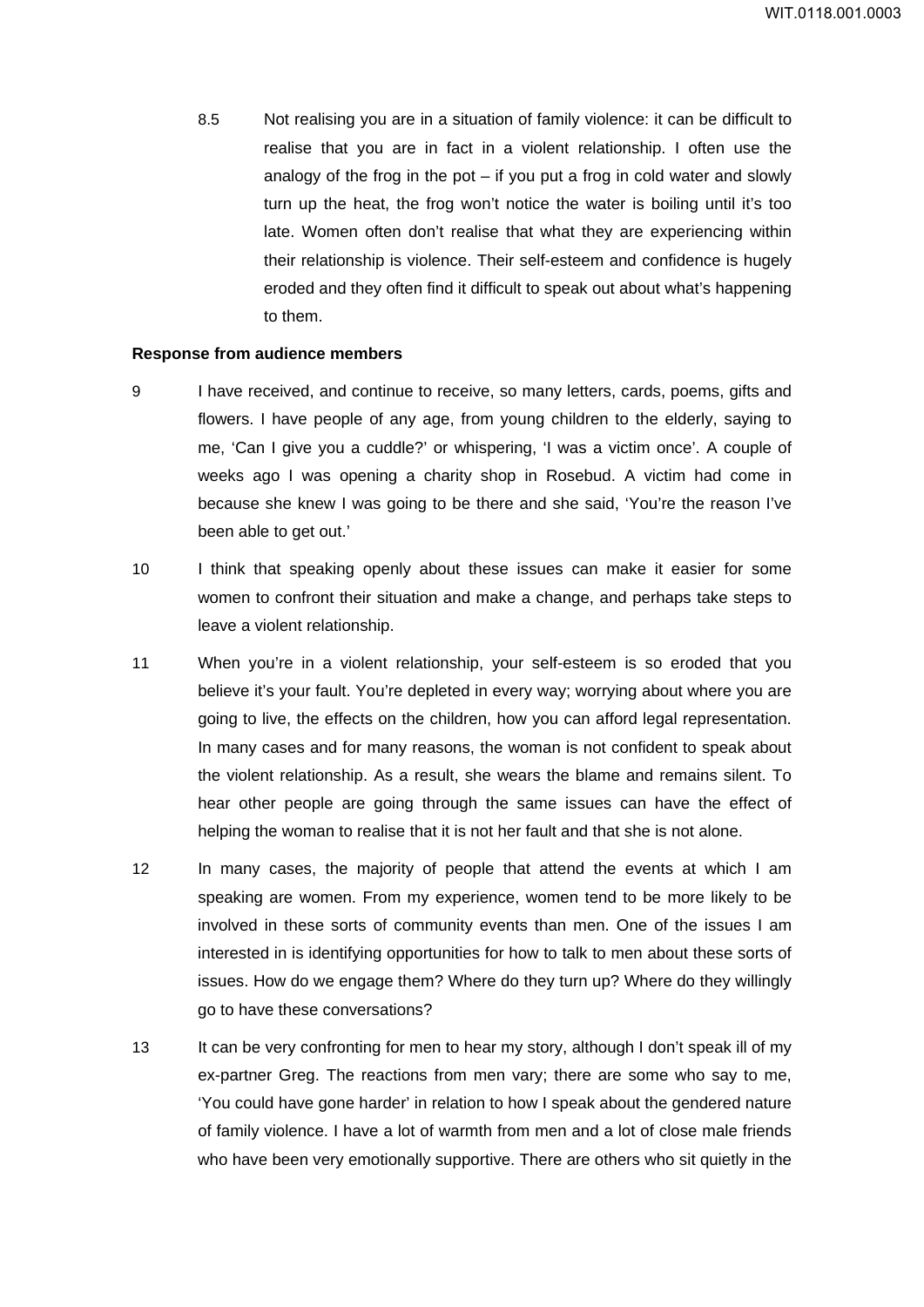8.5 Not realising you are in a situation of family violence: it can be difficult to realise that you are in fact in a violent relationship. I often use the analogy of the frog in the pot – if you put a frog in cold water and slowly turn up the heat, the frog won't notice the water is boiling until it's too late. Women often don't realise that what they are experiencing within their relationship is violence. Their self-esteem and confidence is hugely eroded and they often find it difficult to speak out about what's happening to them.

**Response from audience members**

9 I have received, and continue to receive, so many letters, cards, poems, gifts and flowers. I have people of any age, from young children to the elderly, saying to me, 'Can I give you a cuddle?' or whispering, 'I was a victim once'. A couple of weeks ago I was opening a charity shop in Rosebud. A victim had come in because she knew I was going to be there and she said, 'You're the reason I've been able to get out.'

10 I think that speaking openly about these issues can make it easier for some women to confront their situation and make a change, and perhaps take steps to leave a violent relationship.

11 When you're in a violent relationship, your self-esteem is so eroded that you believe it's your fault. You're depleted in every way; worrying about where you are going to live, the effects on the children, how you can afford legal representation. In many cases and for many reasons, the woman is not confident to speak about the violent relationship. As a result, she wears the blame and remains silent. To hear other people are going through the same issues can have the effect of helping the woman to realise that it is not her fault and that she is not alone.

12 In many cases, the majority of people that attend the events at which I am speaking are women. From my experience, women tend to be more likely to be involved in these sorts of community events than men. One of the issues I am interested in is identifying opportunities for how to talk to men about these sorts of issues. How do we engage them? Where do they turn up? Where do they willingly go to have these conversations?

13 It can be very confronting for men to hear my story, although I don't speak ill of my ex-partner Greg. The reactions from men vary; there are some who say to me, 'You could have gone harder' in relation to how I speak about the gendered nature of family violence. I have a lot of warmth from men and a lot of close male friends who have been very emotionally supportive. There are others who sit quietly in the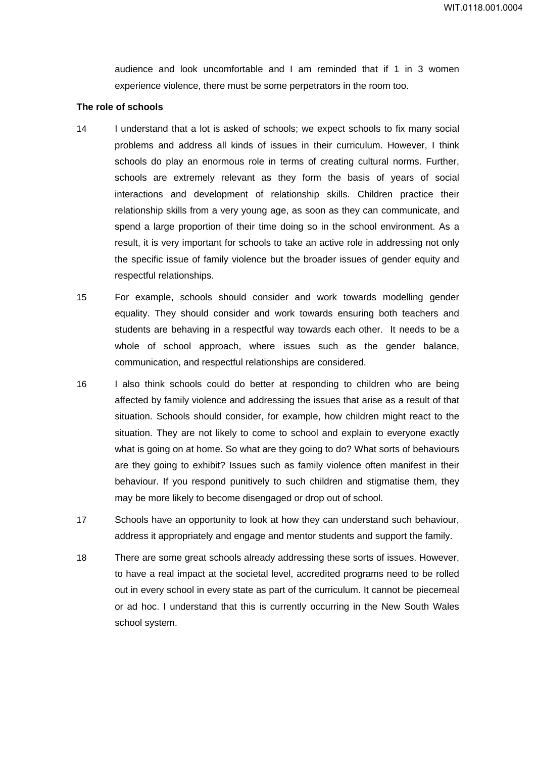audience and look uncomfortable and I am reminded that if 1 in 3 women experience violence, there must be some perpetrators in the room too.

**The role of schools**

14 I understand that a lot is asked of schools; we expect schools to fix many social problems and address all kinds of issues in their curriculum. However, I think schools do play an enormous role in terms of creating cultural norms. Further, schools are extremely relevant as they form the basis of years of social interactions and development of relationship skills. Children practice their relationship skills from a very young age, as soon as they can communicate, and spend a large proportion of their time doing so in the school environment. As a result, it is very important for schools to take an active role in addressing not only the specific issue of family violence but the broader issues of gender equity and respectful relationships.

15 For example, schools should consider and work towards modelling gender equality. They should consider and work towards ensuring both teachers and students are behaving in a respectful way towards each other. It needs to be a whole of school approach, where issues such as the gender balance, communication, and respectful relationships are considered.

16 I also think schools could do better at responding to children who are being affected by family violence and addressing the issues that arise as a result of that situation. Schools should consider, for example, how children might react to the situation. They are not likely to come to school and explain to everyone exactly what is going on at home. So what are they going to do? What sorts of behaviours are they going to exhibit? Issues such as family violence often manifest in their behaviour. If you respond punitively to such children and stigmatise them, they may be more likely to become disengaged or drop out of school.

17 Schools have an opportunity to look at how they can understand such behaviour, address it appropriately and engage and mentor students and support the family.

18 There are some great schools already addressing these sorts of issues. However, to have a real impact at the societal level, accredited programs need to be rolled out in every school in every state as part of the curriculum. It cannot be piecemeal or ad hoc. I understand that this is currently occurring in the New South Wales school system.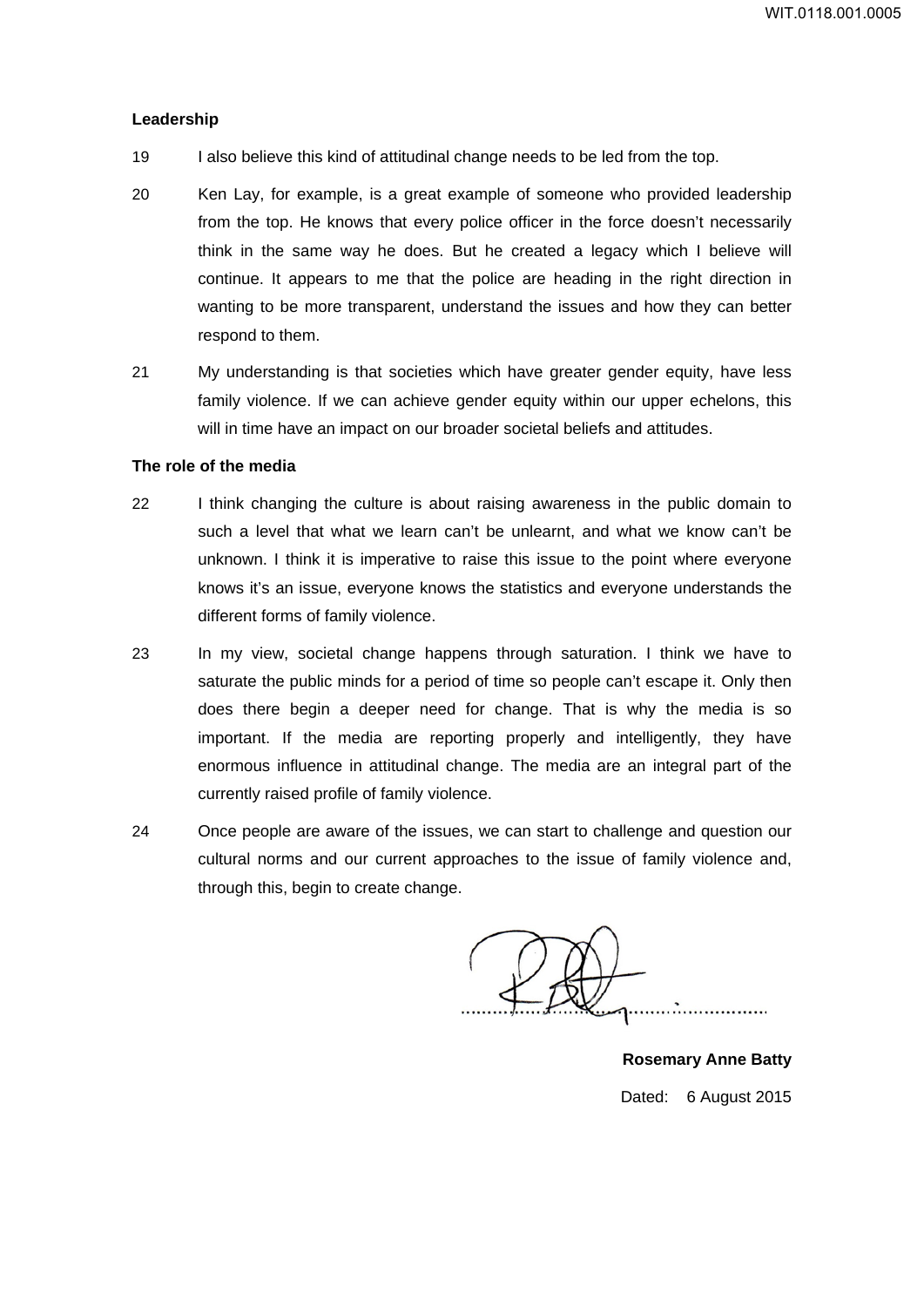**Leadership**

19 I also believe this kind of attitudinal change needs to be led from the top.

20 Ken Lay, for example, is a great example of someone who provided leadership from the top. He knows that every police officer in the force doesn't necessarily think in the same way he does. But he created a legacy which I believe will continue. It appears to me that the police are heading in the right direction in wanting to be more transparent, understand the issues and how they can better respond to them.

21 My understanding is that societies which have greater gender equity, have less family violence. If we can achieve gender equity within our upper echelons, this will in time have an impact on our broader societal beliefs and attitudes.

**The role of the media**

22 I think changing the culture is about raising awareness in the public domain to such a level that what we learn can't be unlearnt, and what we know can't be unknown. I think it is imperative to raise this issue to the point where everyone knows it's an issue, everyone knows the statistics and everyone understands the different forms of family violence.

23 In my view, societal change happens through saturation. I think we have to saturate the public minds for a period of time so people can't escape it. Only then does there begin a deeper need for change. That is why the media is so important. If the media are reporting properly and intelligently, they have enormous influence in attitudinal change. The media are an integral part of the currently raised profile of family violence.

24 Once people are aware of the issues, we can start to challenge and question our cultural norms and our current approaches to the issue of family violence and, through this, begin to create change.

.............................................................

**Rosemary Anne Batty**

Dated: 6 August 2015